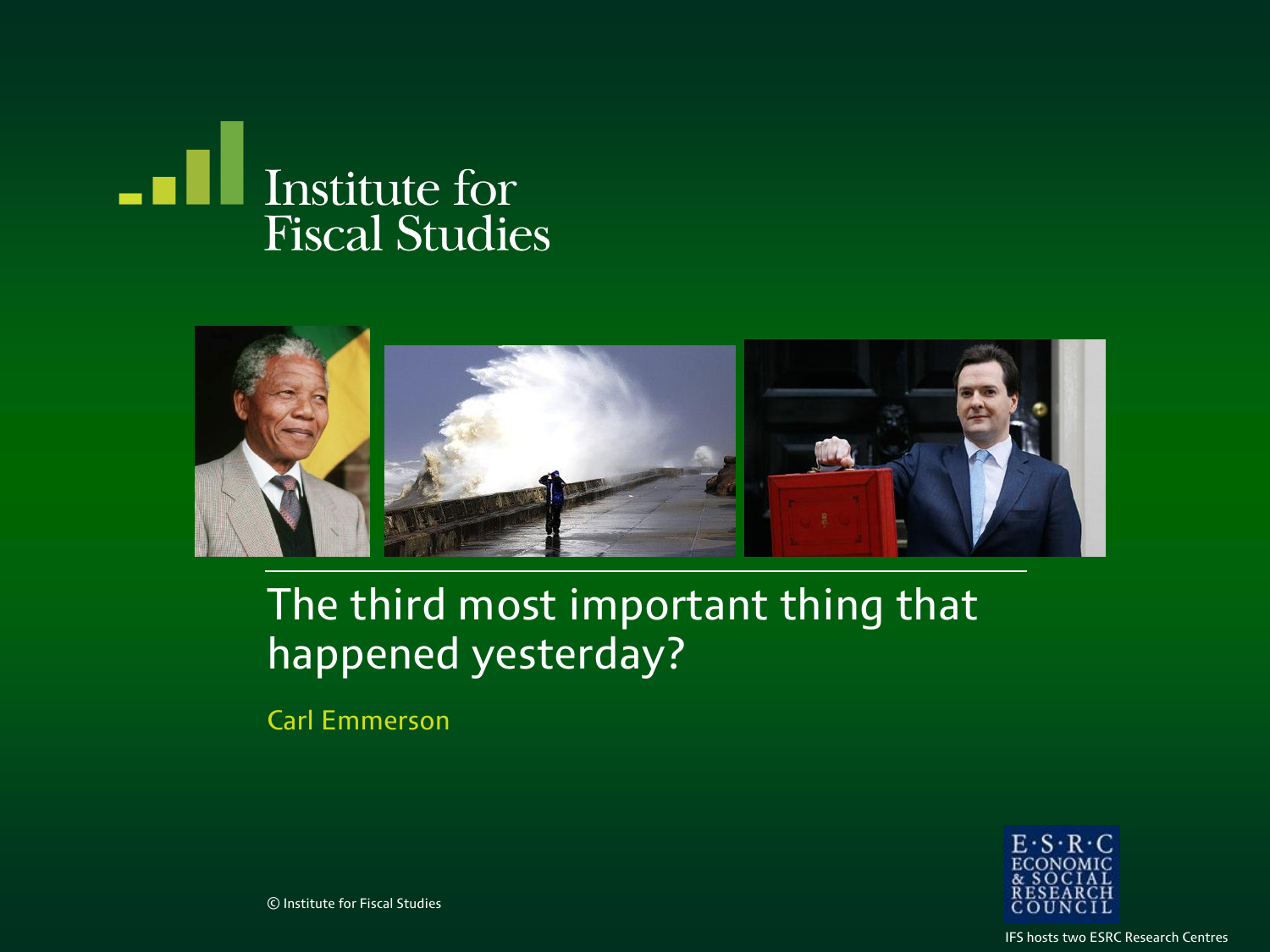Institute for Fiscal Studies

# The third most important thing that happened yesterday?

Carl Emmerson

© Institute for Fiscal Studies

E·S·R·C ECONOMIC & SOCIAL RESEARCH COUNCIL

IFS hosts two ESRC Research Centres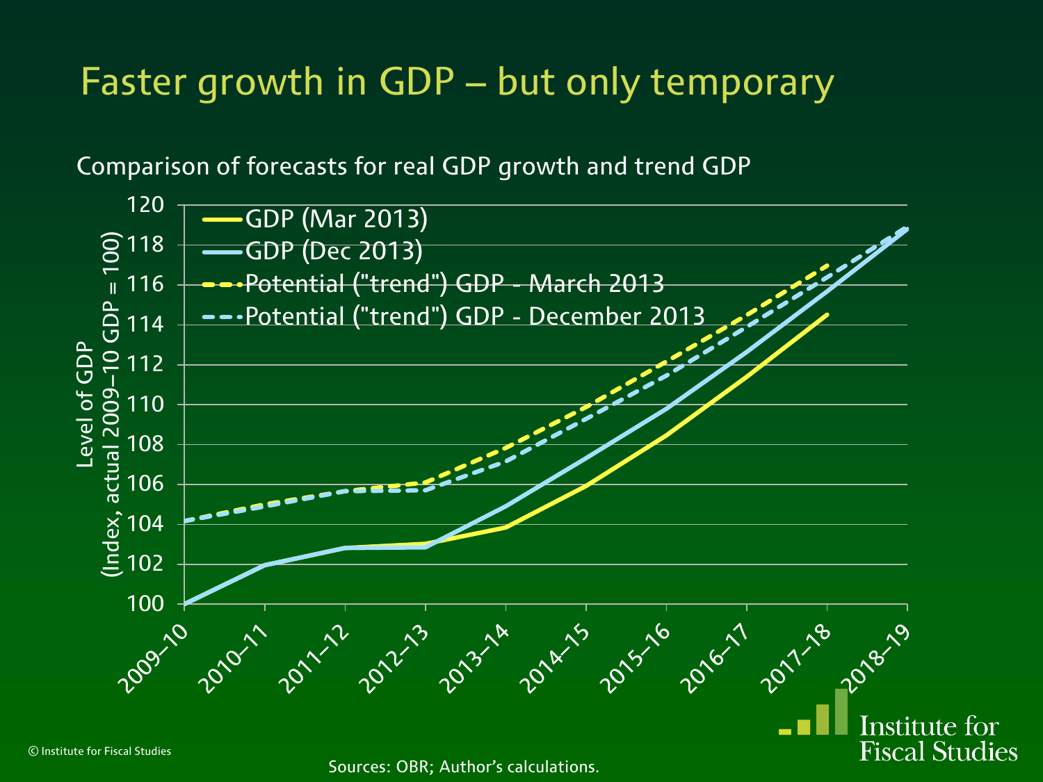# Faster growth in GDP – but only temporary

Comparison of forecasts for real GDP growth and trend GDP

Level of GDP (Index, actual 2009–10 GDP = 100)

- GDP (Mar 2013)
- GDP (Dec 2013)
- Potential ("trend") GDP - March 2013
- Potential ("trend") GDP - December 2013

Y-axis: 100, 102, 104, 106, 108, 110, 112, 114, 116, 118, 120

X-axis: 2009–10, 2010–11, 2011–12, 2012–13, 2013–14, 2014–15, 2015–16, 2016–17, 2017–18, 2018–19

Sources: OBR; Author's calculations.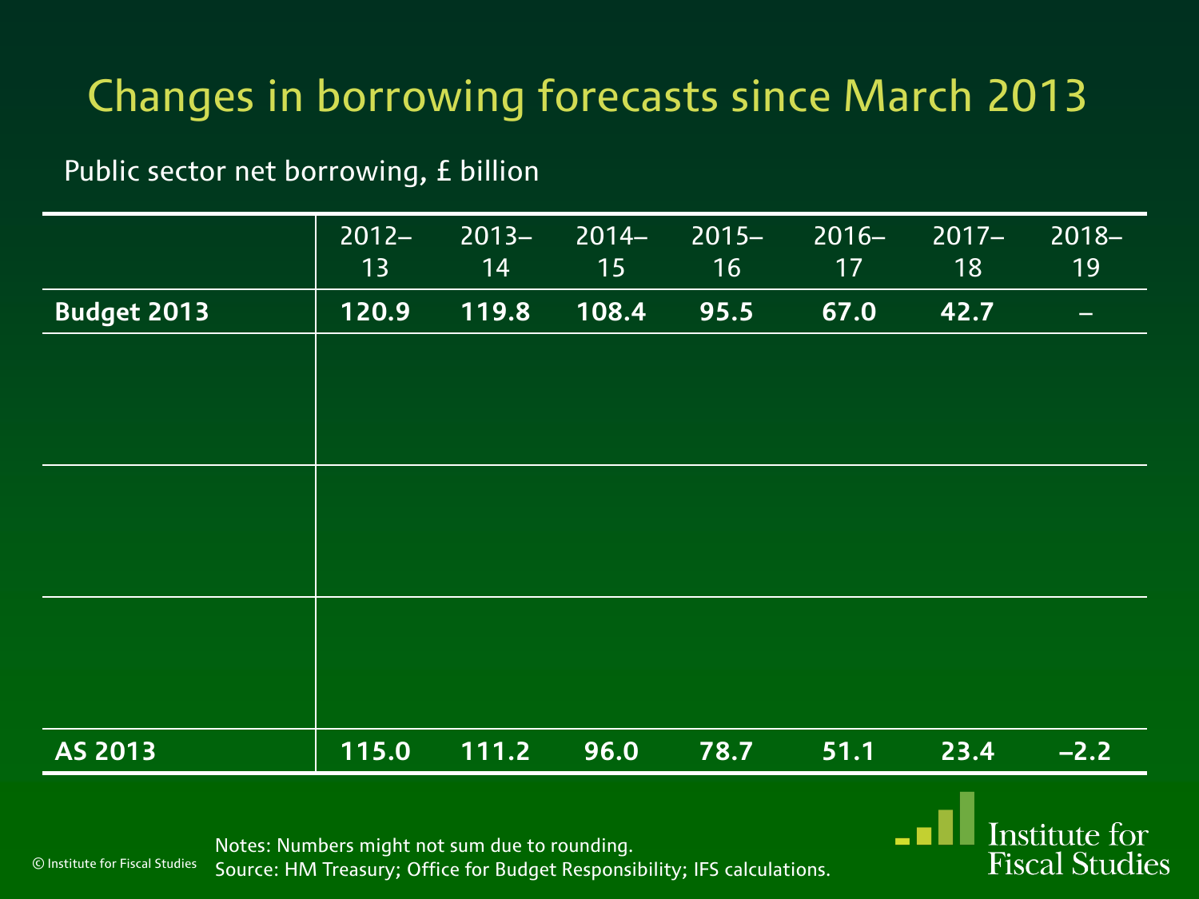# Changes in borrowing forecasts since March 2013

Public sector net borrowing, £ billion

| | 2012–13 | 2013–14 | 2014–15 | 2015–16 | 2016–17 | 2017–18 | 2018–19 |
|---|---|---|---|---|---|---|---|
| **Budget 2013** | **120.9** | **119.8** | **108.4** | **95.5** | **67.0** | **42.7** | **–** |
| | | | | | | | |
| | | | | | | | |
| | | | | | | | |
| **AS 2013** | **115.0** | **111.2** | **96.0** | **78.7** | **51.1** | **23.4** | **–2.2** |

Notes: Numbers might not sum due to rounding.
Source: HM Treasury; Office for Budget Responsibility; IFS calculations.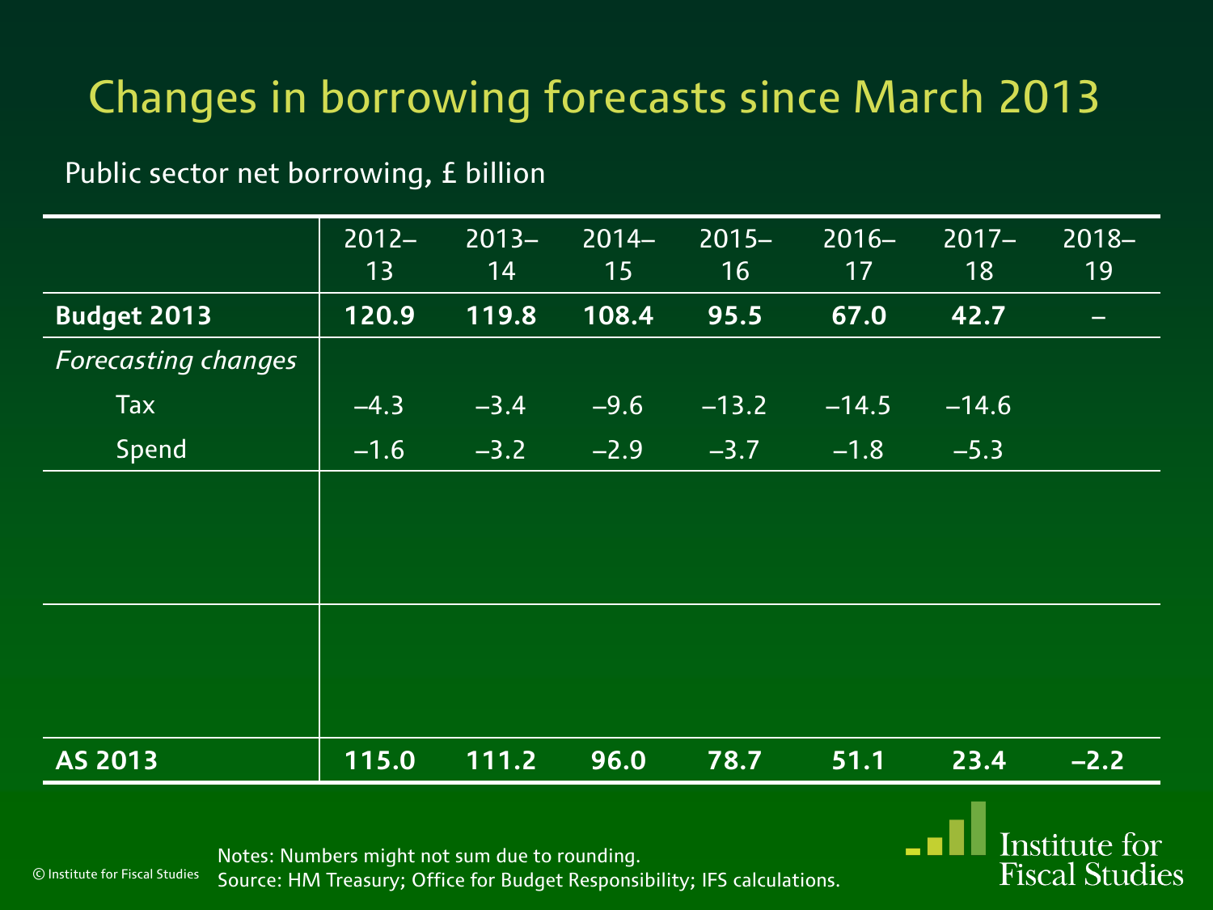# Changes in borrowing forecasts since March 2013

Public sector net borrowing, £ billion

| | 2012–13 | 2013–14 | 2014–15 | 2015–16 | 2016–17 | 2017–18 | 2018–19 |
|---|---|---|---|---|---|---|---|
| **Budget 2013** | **120.9** | **119.8** | **108.4** | **95.5** | **67.0** | **42.7** | **–** |
| *Forecasting changes* | | | | | | | |
| Tax | –4.3 | –3.4 | –9.6 | –13.2 | –14.5 | –14.6 | |
| Spend | –1.6 | –3.2 | –2.9 | –3.7 | –1.8 | –5.3 | |
| | | | | | | | |
| | | | | | | | |
| **AS 2013** | **115.0** | **111.2** | **96.0** | **78.7** | **51.1** | **23.4** | **–2.2** |

Notes: Numbers might not sum due to rounding.
Source: HM Treasury; Office for Budget Responsibility; IFS calculations.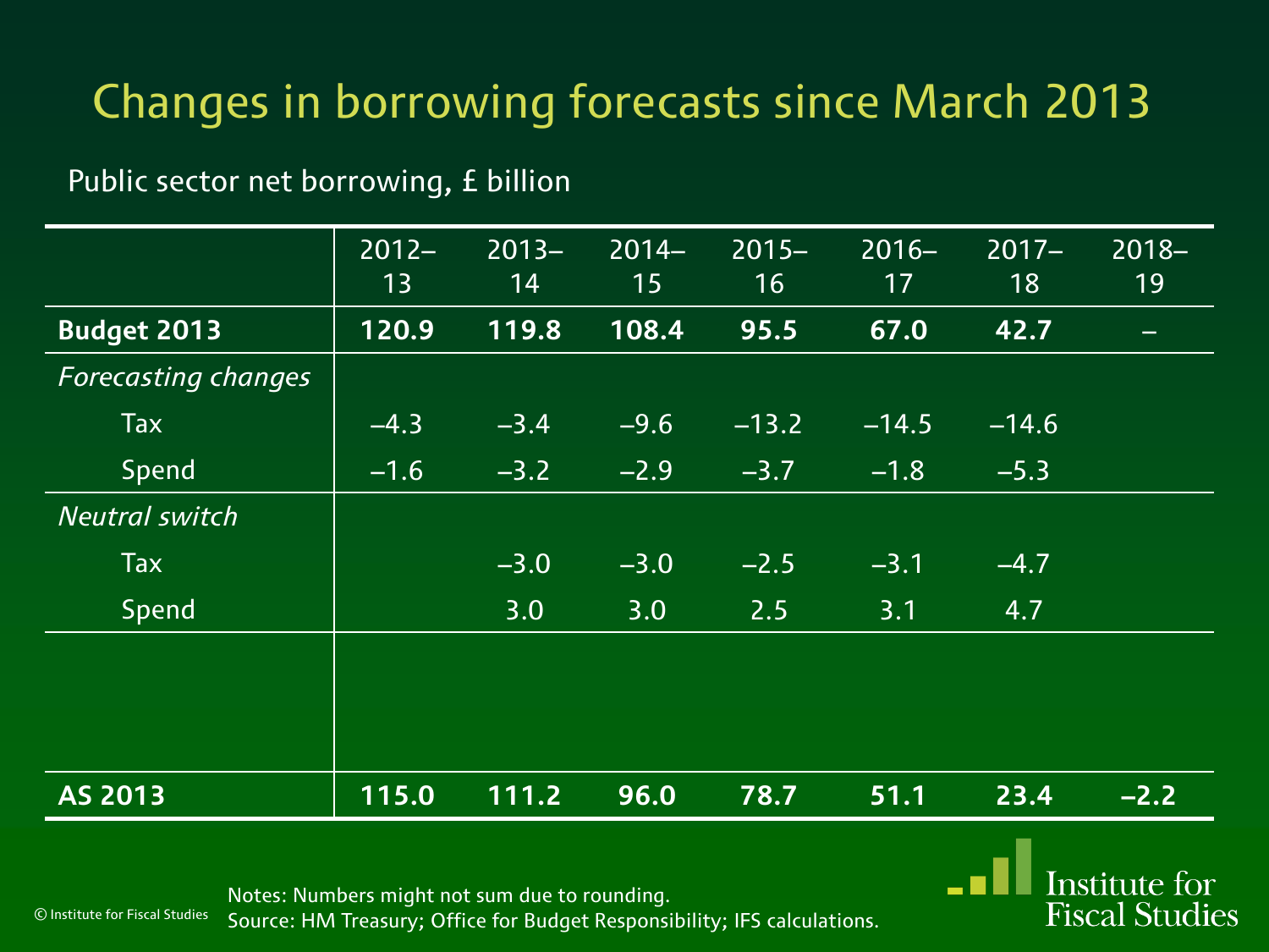# Changes in borrowing forecasts since March 2013

Public sector net borrowing, £ billion

| | 2012–13 | 2013–14 | 2014–15 | 2015–16 | 2016–17 | 2017–18 | 2018–19 |
|---|---|---|---|---|---|---|---|
| **Budget 2013** | **120.9** | **119.8** | **108.4** | **95.5** | **67.0** | **42.7** | **–** |
| *Forecasting changes* | | | | | | | |
| Tax | –4.3 | –3.4 | –9.6 | –13.2 | –14.5 | –14.6 | |
| Spend | –1.6 | –3.2 | –2.9 | –3.7 | –1.8 | –5.3 | |
| *Neutral switch* | | | | | | | |
| Tax | | –3.0 | –3.0 | –2.5 | –3.1 | –4.7 | |
| Spend | | 3.0 | 3.0 | 2.5 | 3.1 | 4.7 | |
| | | | | | | | |
| **AS 2013** | **115.0** | **111.2** | **96.0** | **78.7** | **51.1** | **23.4** | **–2.2** |

Notes: Numbers might not sum due to rounding.
Source: HM Treasury; Office for Budget Responsibility; IFS calculations.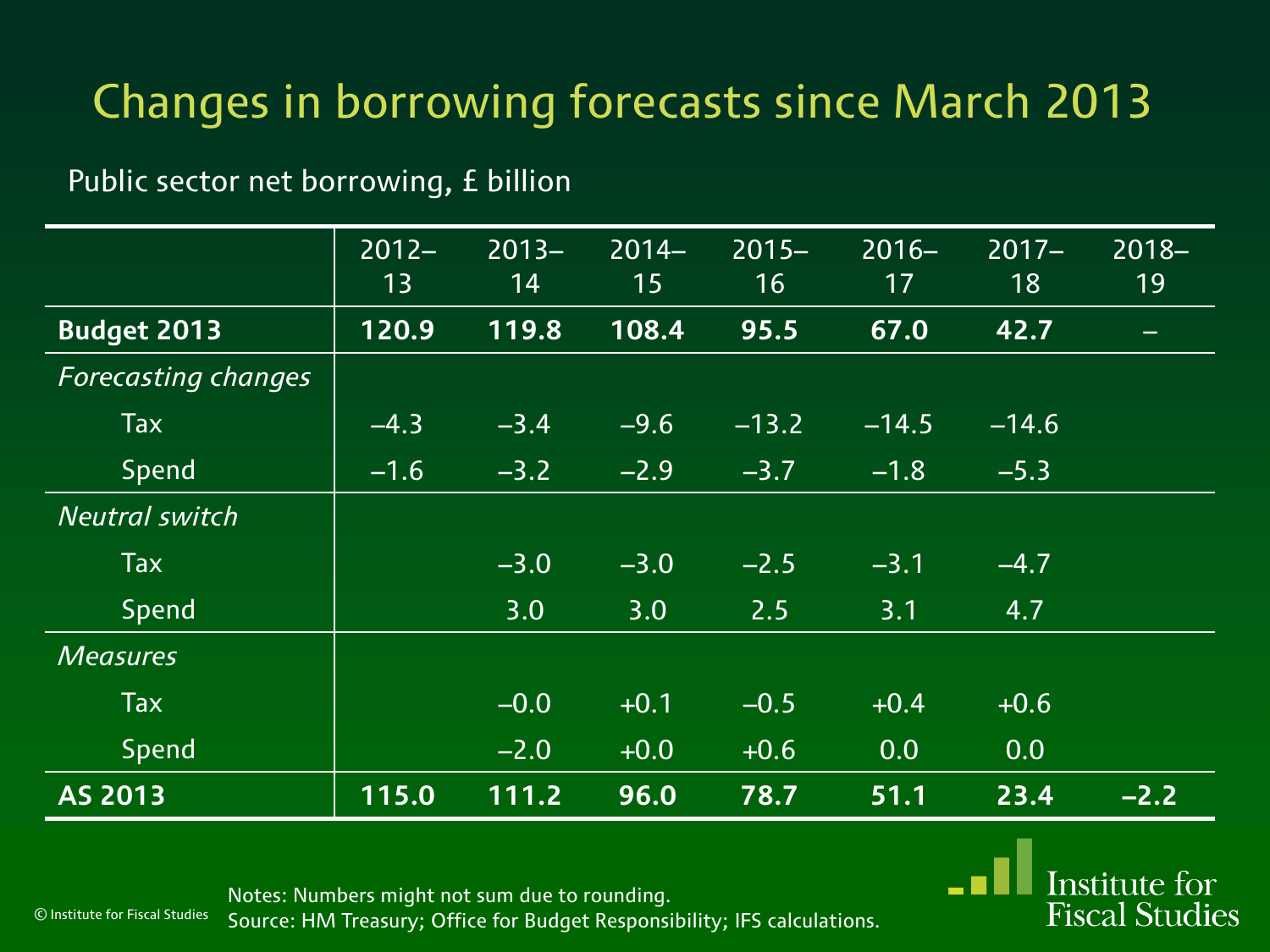# Changes in borrowing forecasts since March 2013

Public sector net borrowing, £ billion

| | 2012–13 | 2013–14 | 2014–15 | 2015–16 | 2016–17 | 2017–18 | 2018–19 |
|---|---|---|---|---|---|---|---|
| **Budget 2013** | **120.9** | **119.8** | **108.4** | **95.5** | **67.0** | **42.7** | **–** |
| *Forecasting changes* | | | | | | | |
| Tax | –4.3 | –3.4 | –9.6 | –13.2 | –14.5 | –14.6 | |
| Spend | –1.6 | –3.2 | –2.9 | –3.7 | –1.8 | –5.3 | |
| *Neutral switch* | | | | | | | |
| Tax | | –3.0 | –3.0 | –2.5 | –3.1 | –4.7 | |
| Spend | | 3.0 | 3.0 | 2.5 | 3.1 | 4.7 | |
| *Measures* | | | | | | | |
| Tax | | –0.0 | +0.1 | –0.5 | +0.4 | +0.6 | |
| Spend | | –2.0 | +0.0 | +0.6 | 0.0 | 0.0 | |
| **AS 2013** | **115.0** | **111.2** | **96.0** | **78.7** | **51.1** | **23.4** | **–2.2** |

Notes: Numbers might not sum due to rounding.
Source: HM Treasury; Office for Budget Responsibility; IFS calculations.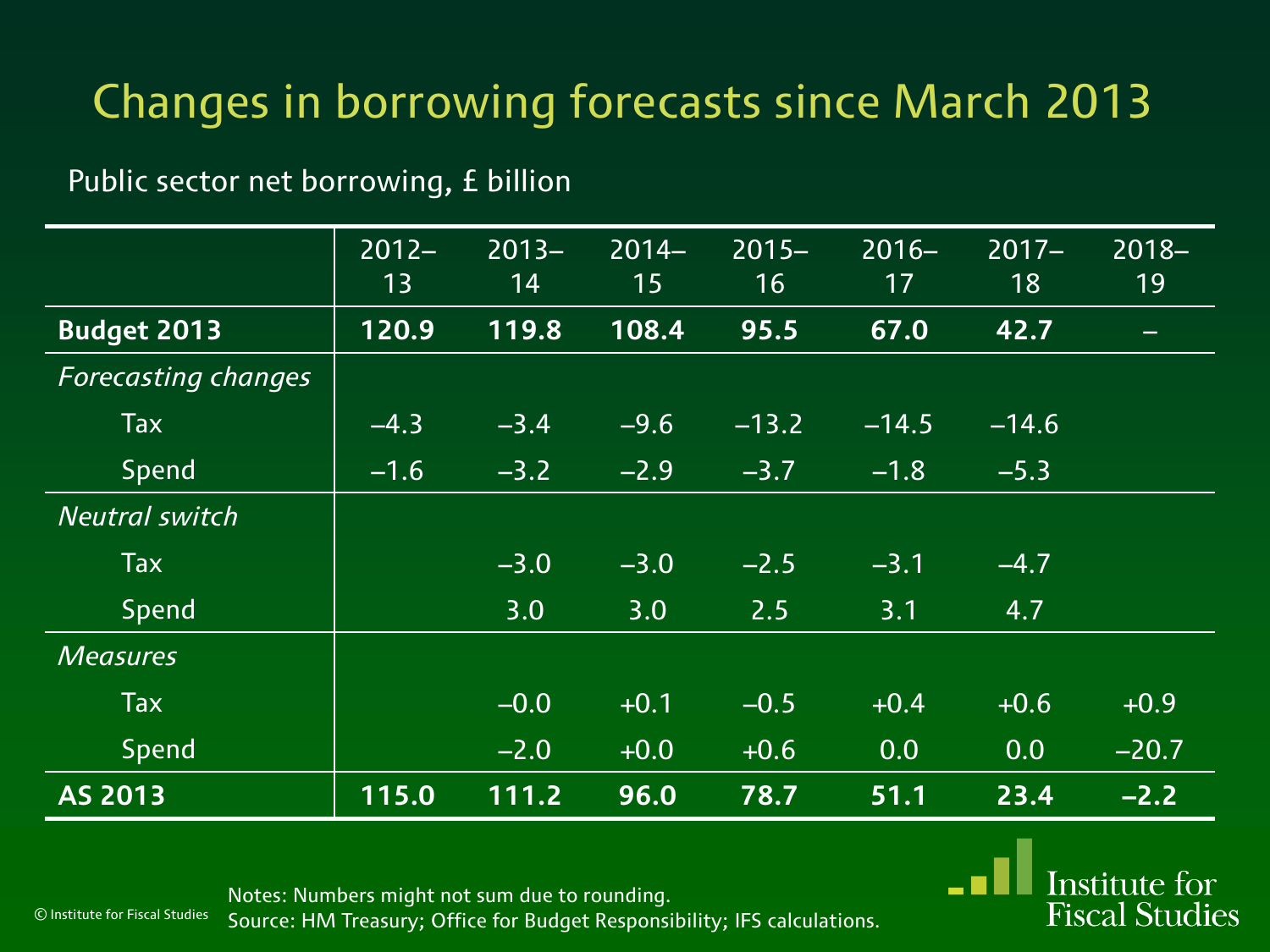# Changes in borrowing forecasts since March 2013

Public sector net borrowing, £ billion

| | 2012–13 | 2013–14 | 2014–15 | 2015–16 | 2016–17 | 2017–18 | 2018–19 |
|---|---|---|---|---|---|---|---|
| **Budget 2013** | **120.9** | **119.8** | **108.4** | **95.5** | **67.0** | **42.7** | **–** |
| *Forecasting changes* | | | | | | | |
| Tax | –4.3 | –3.4 | –9.6 | –13.2 | –14.5 | –14.6 | |
| Spend | –1.6 | –3.2 | –2.9 | –3.7 | –1.8 | –5.3 | |
| *Neutral switch* | | | | | | | |
| Tax | | –3.0 | –3.0 | –2.5 | –3.1 | –4.7 | |
| Spend | | 3.0 | 3.0 | 2.5 | 3.1 | 4.7 | |
| *Measures* | | | | | | | |
| Tax | | –0.0 | +0.1 | –0.5 | +0.4 | +0.6 | +0.9 |
| Spend | | –2.0 | +0.0 | +0.6 | 0.0 | 0.0 | –20.7 |
| **AS 2013** | **115.0** | **111.2** | **96.0** | **78.7** | **51.1** | **23.4** | **–2.2** |

Notes: Numbers might not sum due to rounding.
Source: HM Treasury; Office for Budget Responsibility; IFS calculations.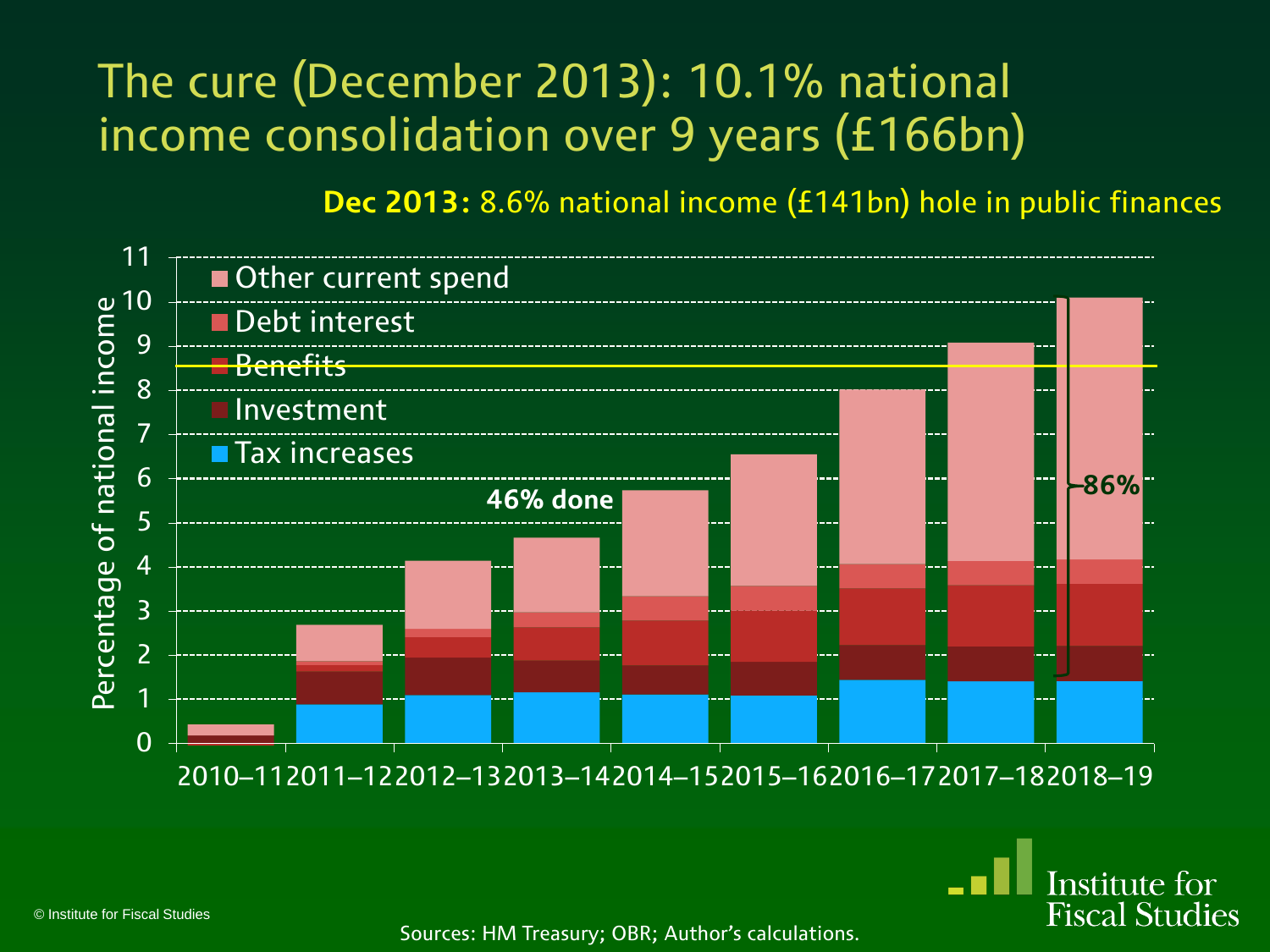# The cure (December 2013): 10.1% national income consolidation over 9 years (£166bn)

**Dec 2013:** 8.6% national income (£141bn) hole in public finances

Legend: Other current spend; Debt interest; Benefits; Investment; Tax increases

Y-axis: Percentage of national income (0–11)

X-axis: 2010–11, 2011–12, 2012–13, 2013–14, 2014–15, 2015–16, 2016–17, 2017–18, 2018–19

46% done

86%

Sources: HM Treasury; OBR; Author's calculations.

© Institute for Fiscal Studies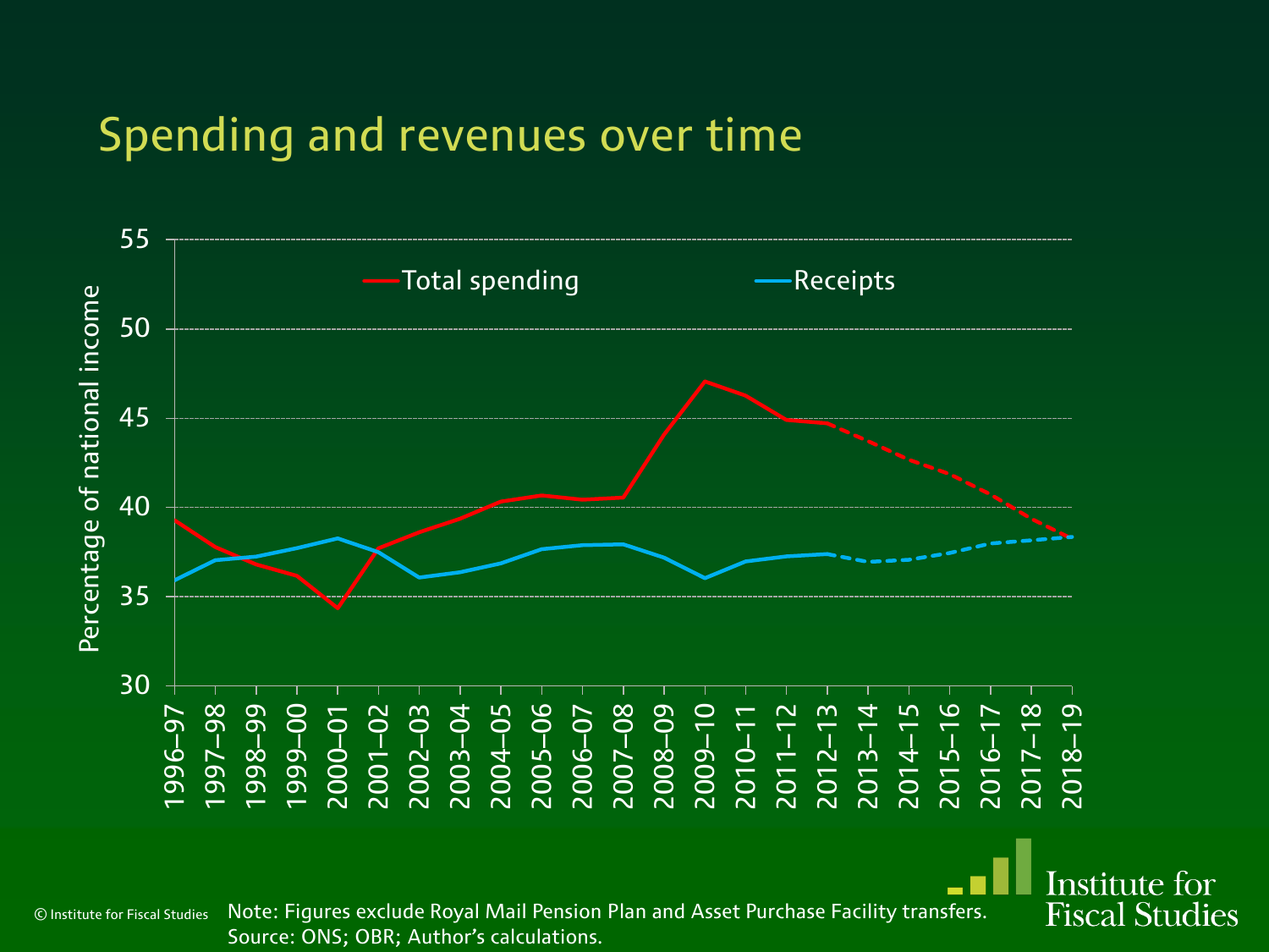# Spending and revenues over time

Note: Figures exclude Royal Mail Pension Plan and Asset Purchase Facility transfers.
Source: ONS; OBR; Author's calculations.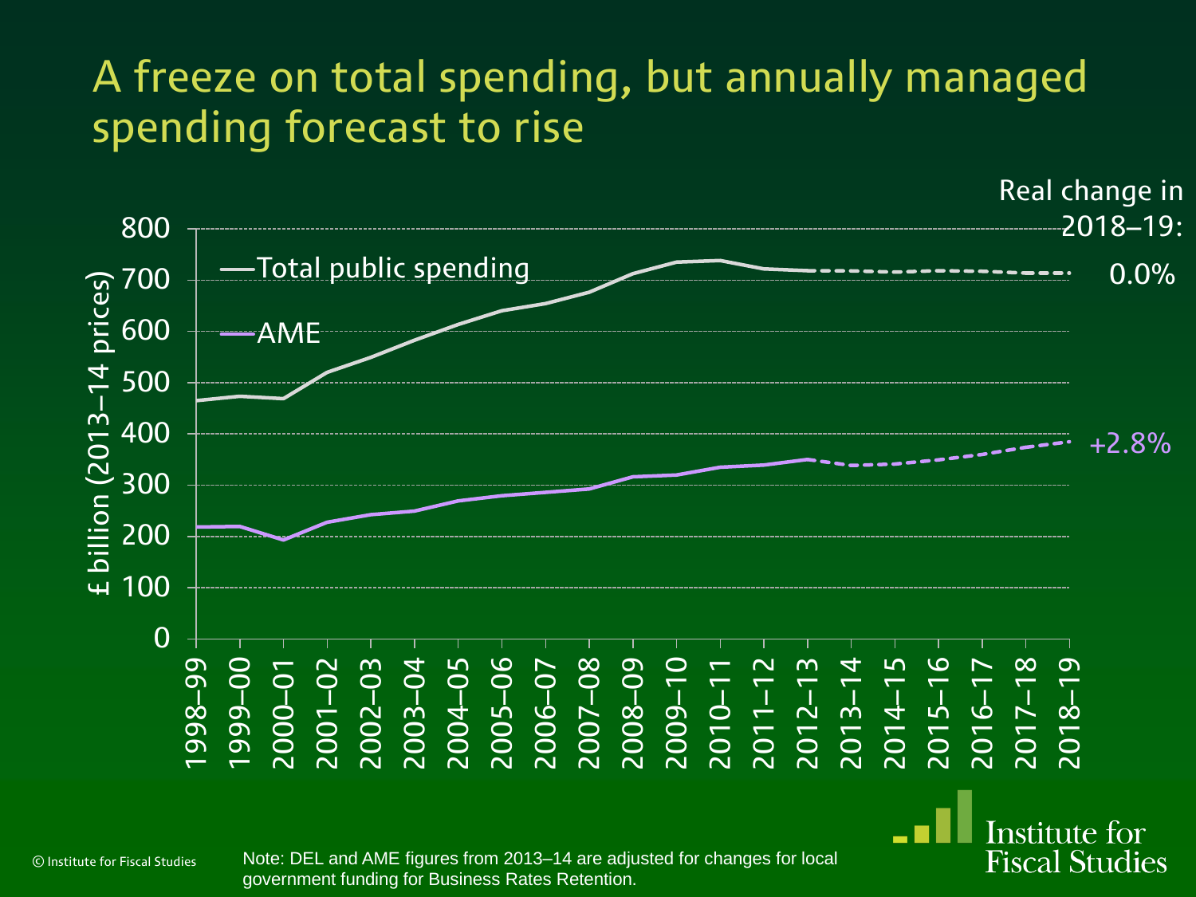# A freeze on total spending, but annually managed spending forecast to rise

Real change in 2018–19:

- Total public spending: 0.0%
- AME: +2.8%

£ billion (2013–14 prices)

Note: DEL and AME figures from 2013–14 are adjusted for changes for local government funding for Business Rates Retention.

© Institute for Fiscal Studies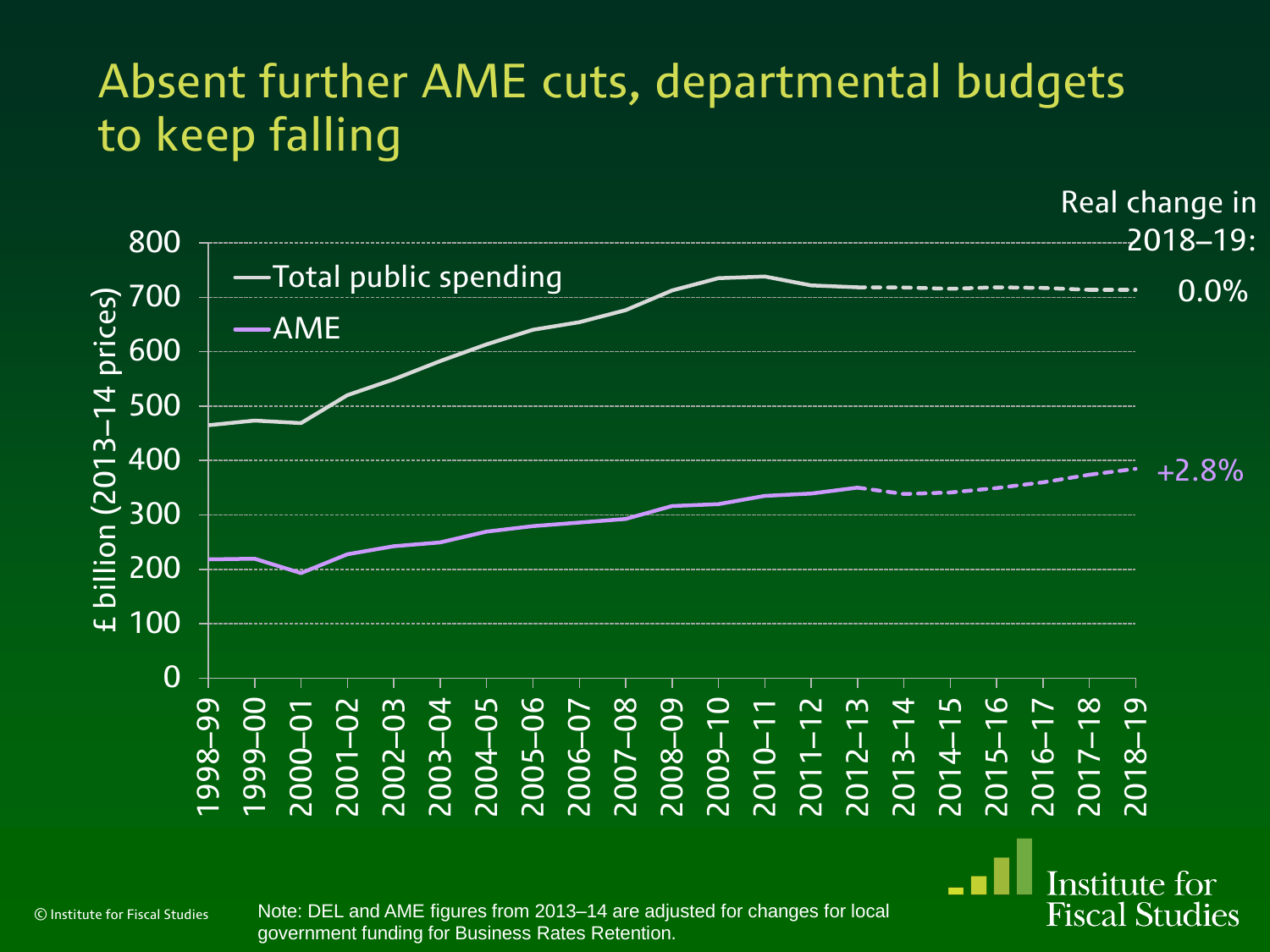# Absent further AME cuts, departmental budgets to keep falling

Real change in 2018–19:

- Total public spending: 0.0%
- AME: +2.8%

£ billion (2013–14 prices)

Note: DEL and AME figures from 2013–14 are adjusted for changes for local government funding for Business Rates Retention.

© Institute for Fiscal Studies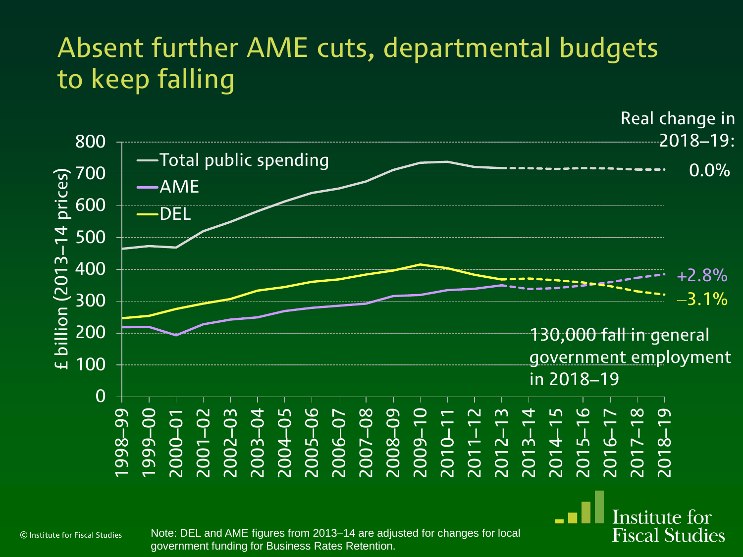# Absent further AME cuts, departmental budgets to keep falling

Real change in 2018–19:

- Total public spending: 0.0%
- AME: +2.8%
- DEL: –3.1%

130,000 fall in general government employment in 2018–19

Note: DEL and AME figures from 2013–14 are adjusted for changes for local government funding for Business Rates Retention.

© Institute for Fiscal Studies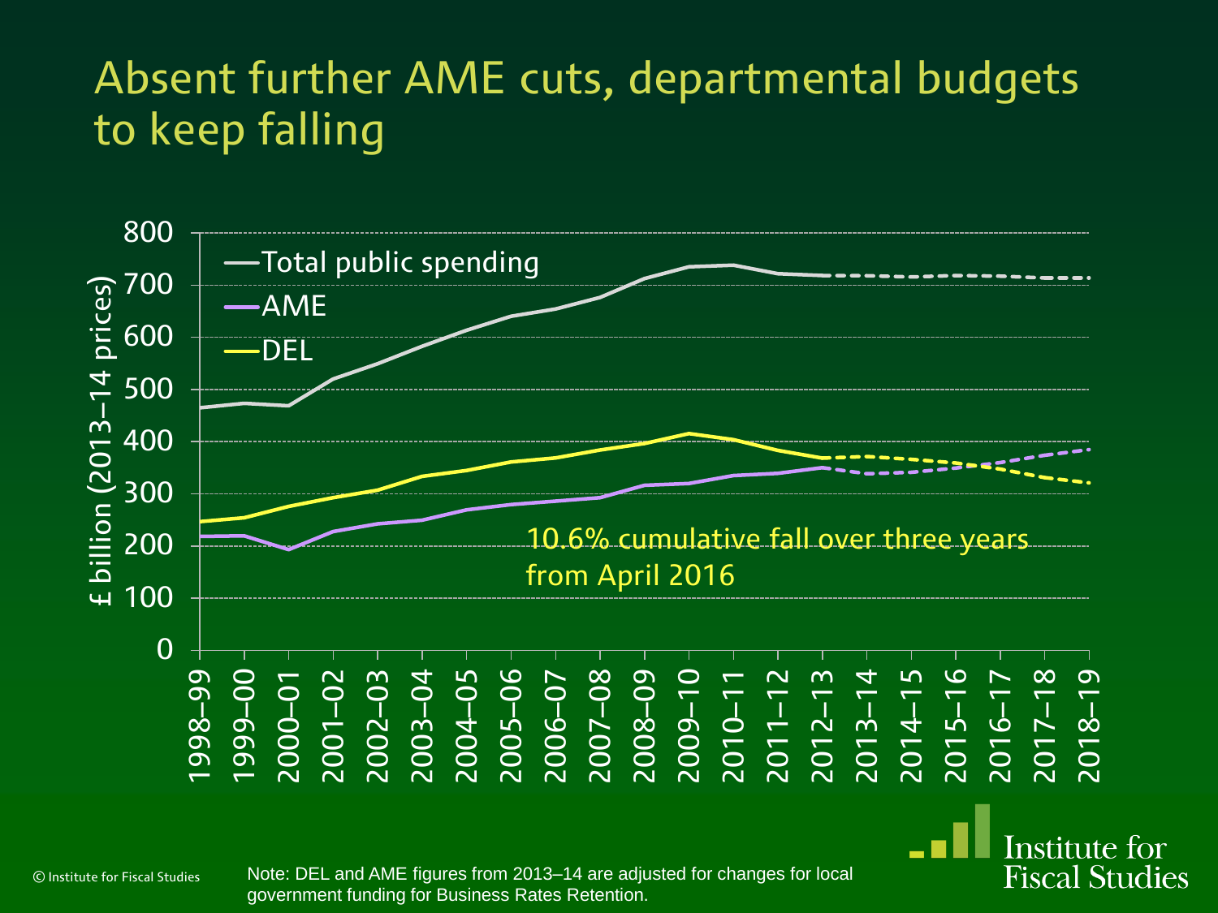# Absent further AME cuts, departmental budgets to keep falling

Note: DEL and AME figures from 2013–14 are adjusted for changes for local government funding for Business Rates Retention.

© Institute for Fiscal Studies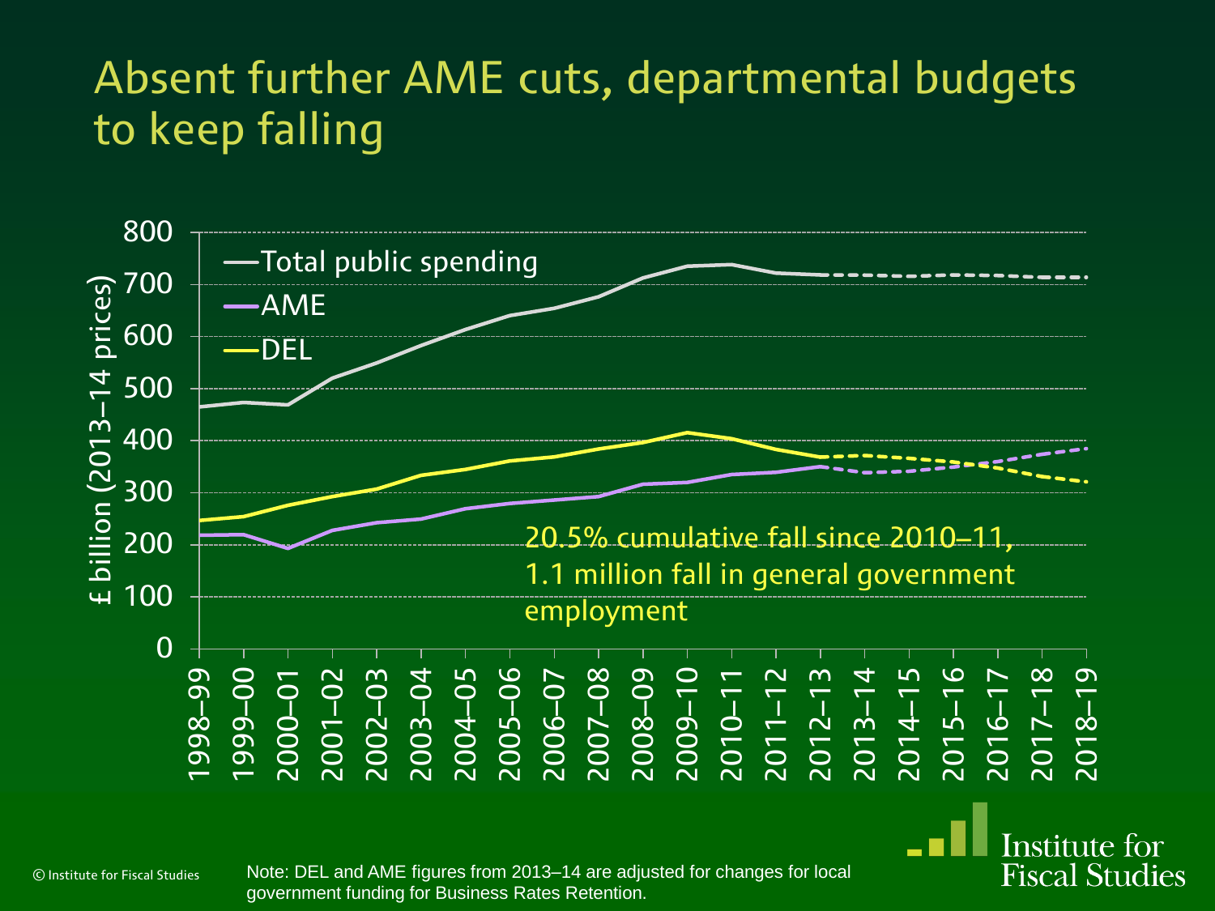# Absent further AME cuts, departmental budgets to keep falling

£ billion (2013–14 prices)

- Total public spending
- AME
- DEL

20.5% cumulative fall since 2010–11, 1.1 million fall in general government employment

1998–99, 1999–00, 2000–01, 2001–02, 2002–03, 2003–04, 2004–05, 2005–06, 2006–07, 2007–08, 2008–09, 2009–10, 2010–11, 2011–12, 2012–13, 2013–14, 2014–15, 2015–16, 2016–17, 2017–18, 2018–19

Note: DEL and AME figures from 2013–14 are adjusted for changes for local government funding for Business Rates Retention.

© Institute for Fiscal Studies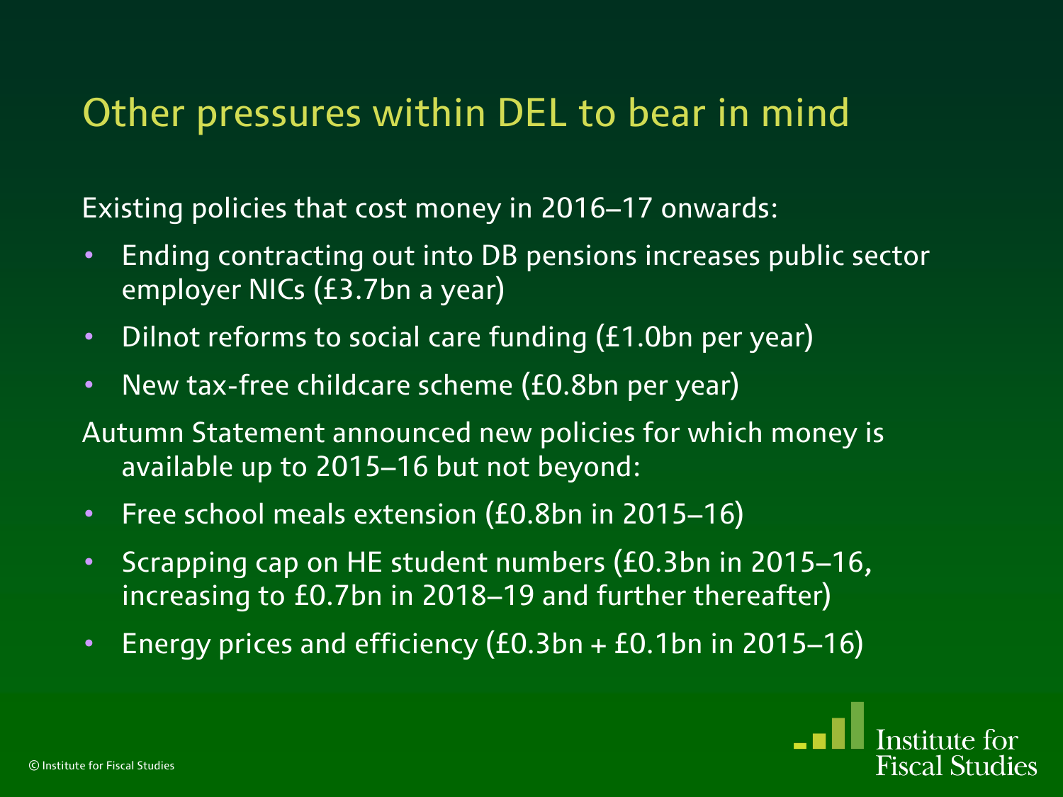# Other pressures within DEL to bear in mind

Existing policies that cost money in 2016–17 onwards:

- Ending contracting out into DB pensions increases public sector employer NICs (£3.7bn a year)
- Dilnot reforms to social care funding (£1.0bn per year)
- New tax-free childcare scheme (£0.8bn per year)

Autumn Statement announced new policies for which money is available up to 2015–16 but not beyond:

- Free school meals extension (£0.8bn in 2015–16)
- Scrapping cap on HE student numbers (£0.3bn in 2015–16, increasing to £0.7bn in 2018–19 and further thereafter)
- Energy prices and efficiency (£0.3bn + £0.1bn in 2015–16)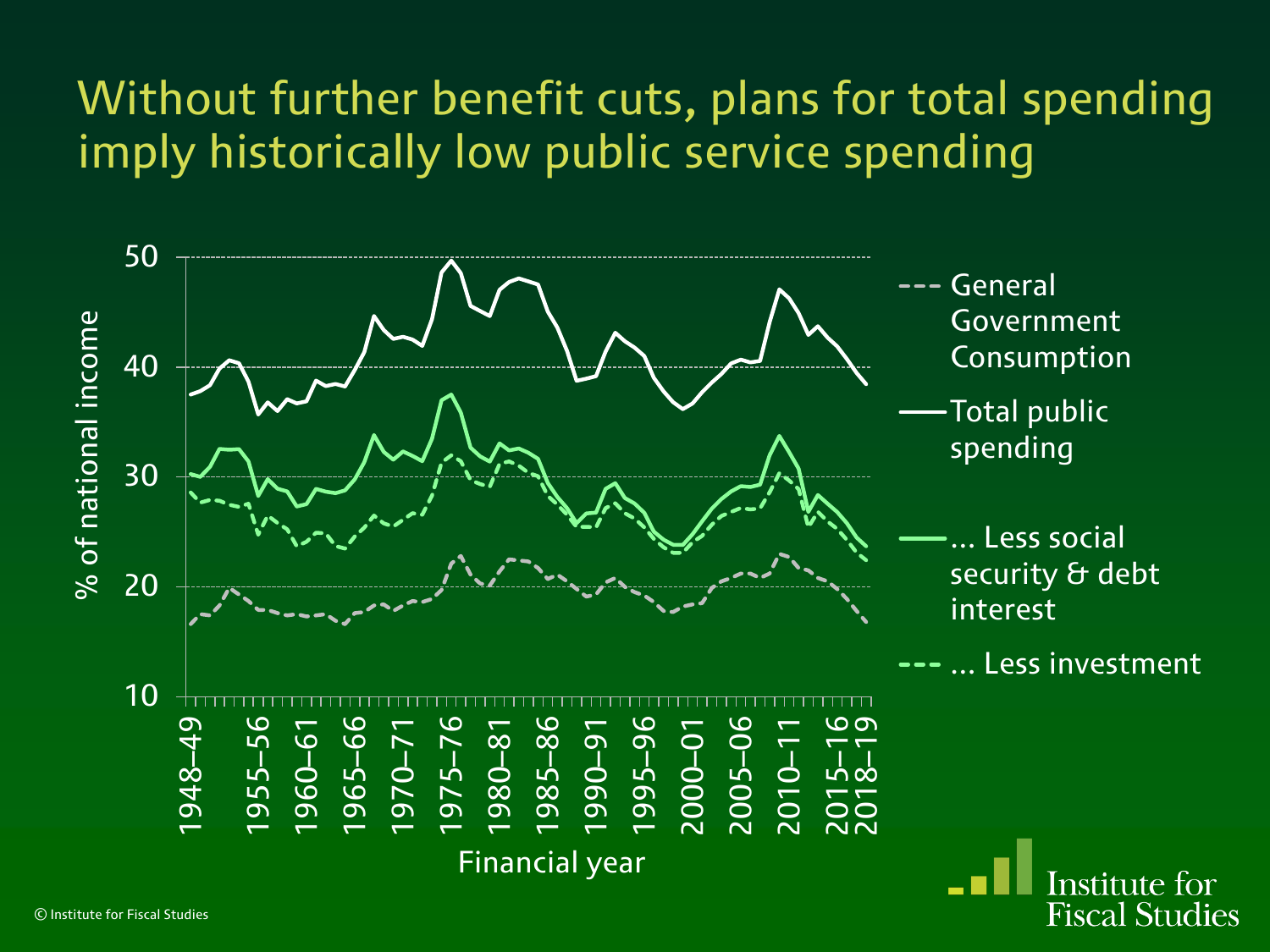# Without further benefit cuts, plans for total spending imply historically low public service spending

% of national income

Financial year

- General Government Consumption
- Total public spending
- ... Less social security & debt interest
- ... Less investment

© Institute for Fiscal Studies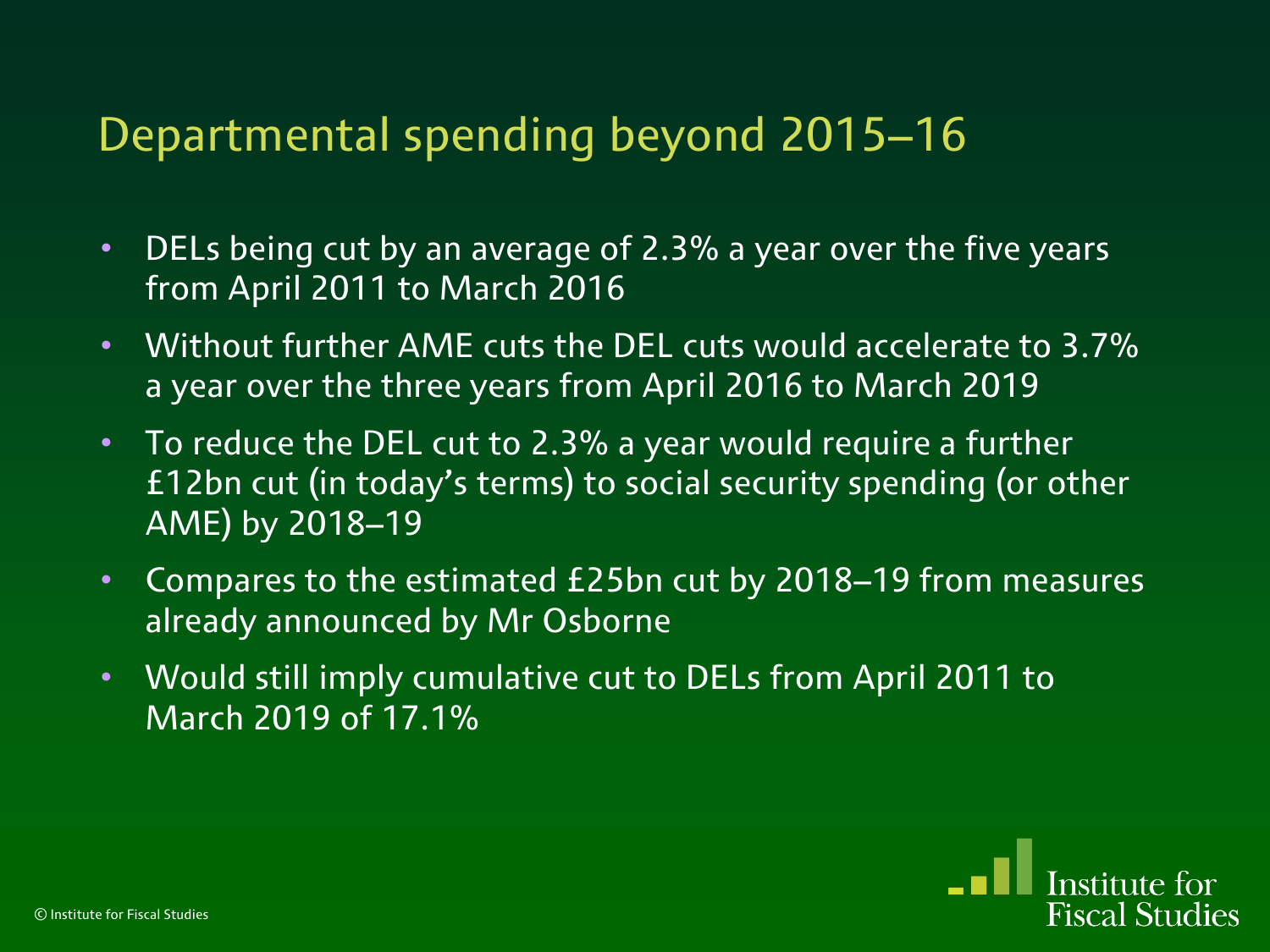# Departmental spending beyond 2015–16

- DELs being cut by an average of 2.3% a year over the five years from April 2011 to March 2016
- Without further AME cuts the DEL cuts would accelerate to 3.7% a year over the three years from April 2016 to March 2019
- To reduce the DEL cut to 2.3% a year would require a further £12bn cut (in today's terms) to social security spending (or other AME) by 2018–19
- Compares to the estimated £25bn cut by 2018–19 from measures already announced by Mr Osborne
- Would still imply cumulative cut to DELs from April 2011 to March 2019 of 17.1%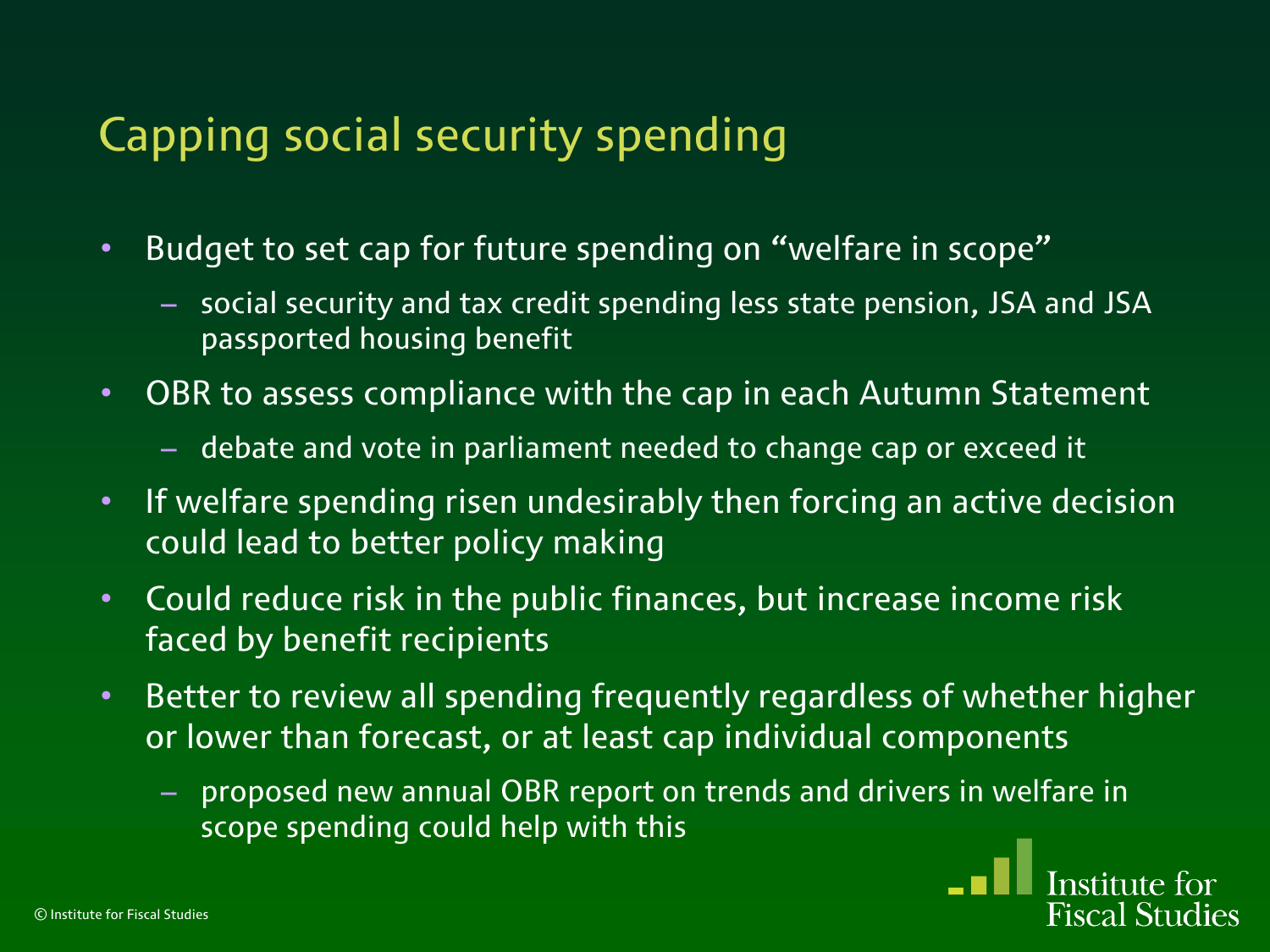# Capping social security spending

- Budget to set cap for future spending on "welfare in scope"
  - social security and tax credit spending less state pension, JSA and JSA passported housing benefit
- OBR to assess compliance with the cap in each Autumn Statement
  - debate and vote in parliament needed to change cap or exceed it
- If welfare spending risen undesirably then forcing an active decision could lead to better policy making
- Could reduce risk in the public finances, but increase income risk faced by benefit recipients
- Better to review all spending frequently regardless of whether higher or lower than forecast, or at least cap individual components
  - proposed new annual OBR report on trends and drivers in welfare in scope spending could help with this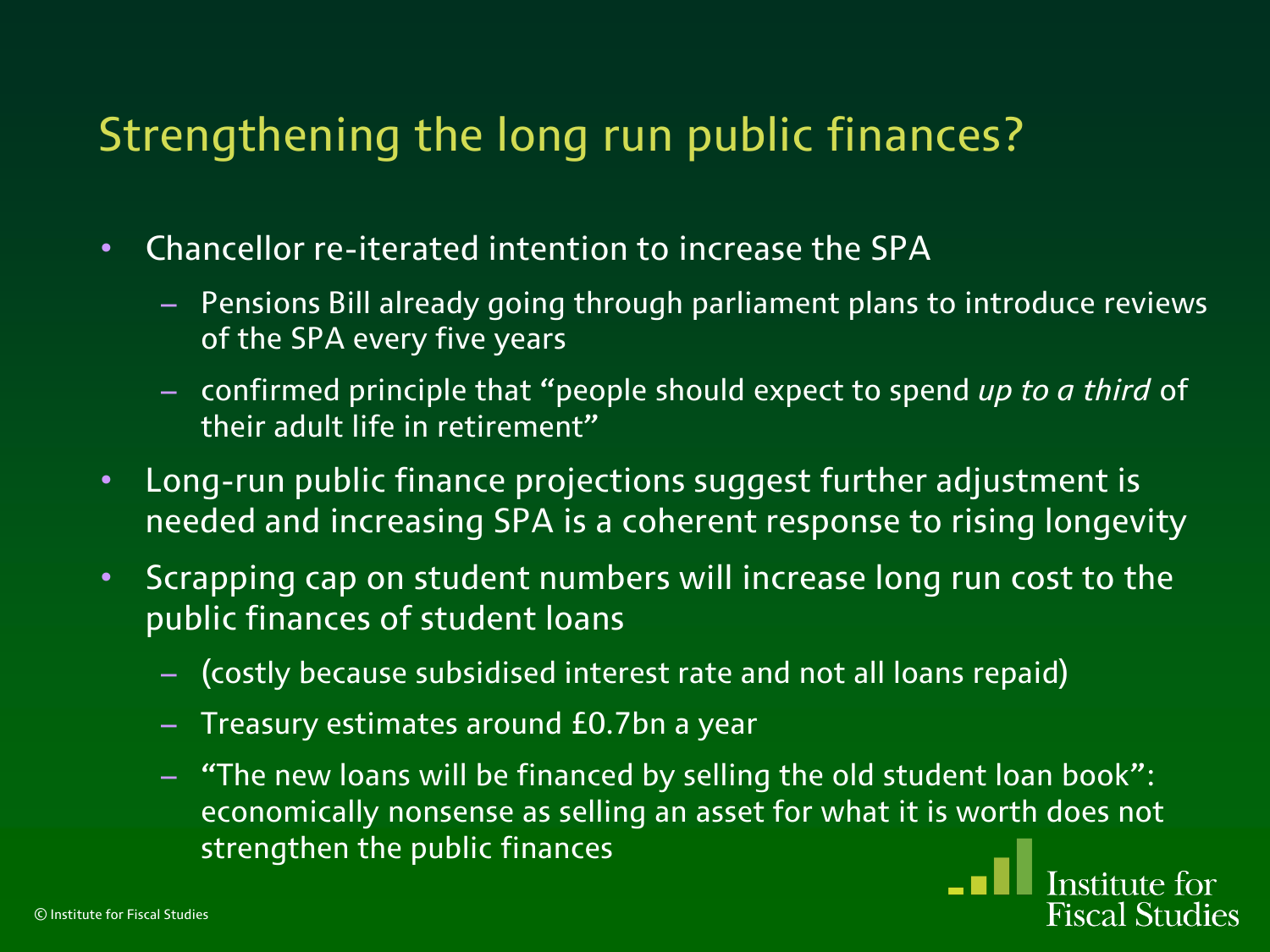# Strengthening the long run public finances?

- Chancellor re-iterated intention to increase the SPA
  - Pensions Bill already going through parliament plans to introduce reviews of the SPA every five years
  - confirmed principle that "people should expect to spend *up to a third* of their adult life in retirement"
- Long-run public finance projections suggest further adjustment is needed and increasing SPA is a coherent response to rising longevity
- Scrapping cap on student numbers will increase long run cost to the public finances of student loans
  - (costly because subsidised interest rate and not all loans repaid)
  - Treasury estimates around £0.7bn a year
  - "The new loans will be financed by selling the old student loan book": economically nonsense as selling an asset for what it is worth does not strengthen the public finances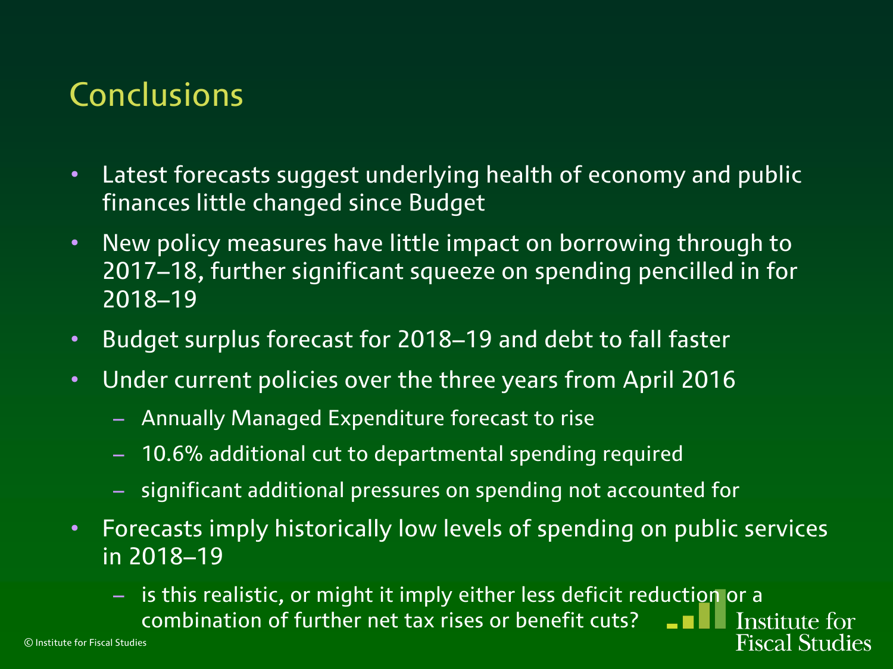# Conclusions

- Latest forecasts suggest underlying health of economy and public finances little changed since Budget
- New policy measures have little impact on borrowing through to 2017–18, further significant squeeze on spending pencilled in for 2018–19
- Budget surplus forecast for 2018–19 and debt to fall faster
- Under current policies over the three years from April 2016
  - Annually Managed Expenditure forecast to rise
  - 10.6% additional cut to departmental spending required
  - significant additional pressures on spending not accounted for
- Forecasts imply historically low levels of spending on public services in 2018–19
  - is this realistic, or might it imply either less deficit reduction or a combination of further net tax rises or benefit cuts?